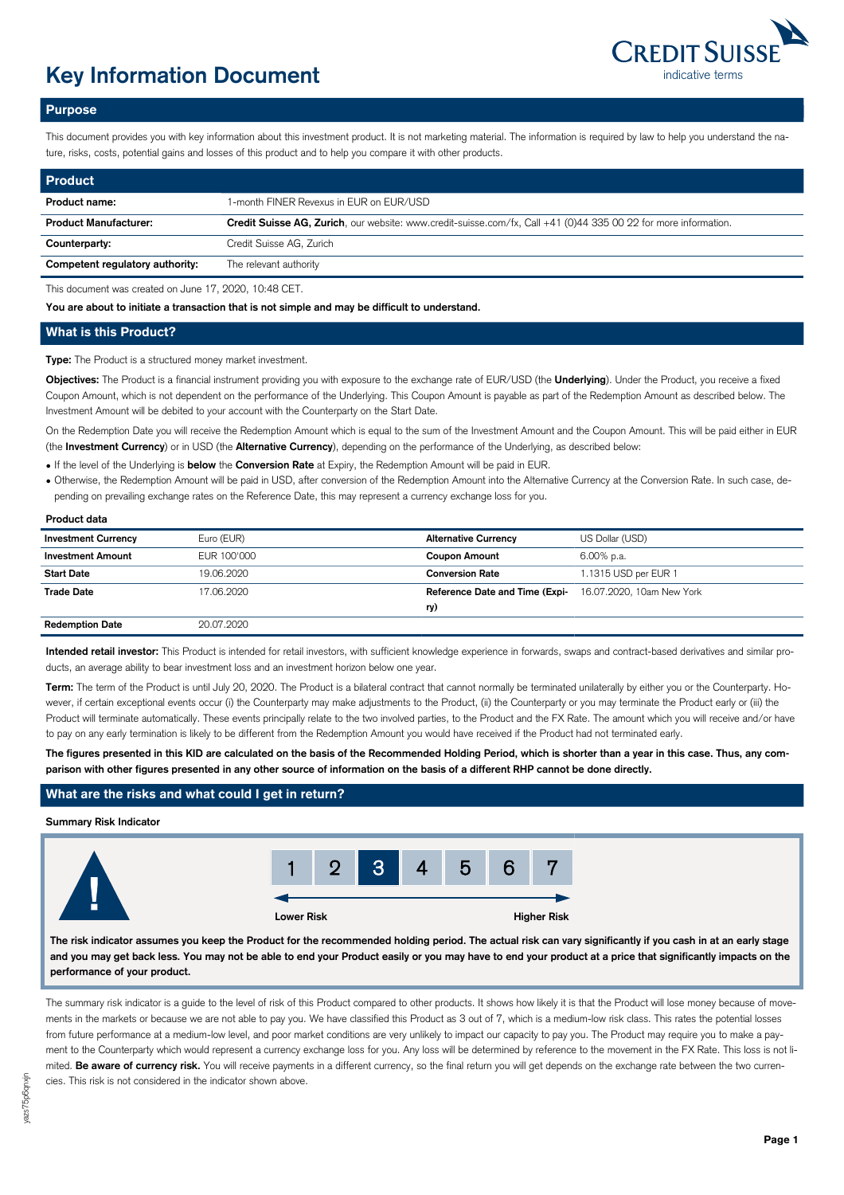# Key Information Document

CREDIT SUISSE
indicative terms

## Purpose

This document provides you with key information about this investment product. It is not marketing material. The information is required by law to help you understand the nature, risks, costs, potential gains and losses of this product and to help you compare it with other products.

## Product

| | |
|---|---|
| **Product name:** | 1-month FINER Revexus in EUR on EUR/USD |
| **Product Manufacturer:** | **Credit Suisse AG, Zurich**, our website: www.credit-suisse.com/fx, Call +41 (0)44 335 00 22 for more information. |
| **Counterparty:** | Credit Suisse AG, Zurich |
| **Competent regulatory authority:** | The relevant authority |

This document was created on June 17, 2020, 10:48 CET.

**You are about to initiate a transaction that is not simple and may be difficult to understand.**

## What is this Product?

**Type:** The Product is a structured money market investment.

**Objectives:** The Product is a financial instrument providing you with exposure to the exchange rate of EUR/USD (the **Underlying**). Under the Product, you receive a fixed Coupon Amount, which is not dependent on the performance of the Underlying. This Coupon Amount is payable as part of the Redemption Amount as described below. The Investment Amount will be debited to your account with the Counterparty on the Start Date.

On the Redemption Date you will receive the Redemption Amount which is equal to the sum of the Investment Amount and the Coupon Amount. This will be paid either in EUR (the **Investment Currency**) or in USD (the **Alternative Currency**), depending on the performance of the Underlying, as described below:

- If the level of the Underlying is **below** the **Conversion Rate** at Expiry, the Redemption Amount will be paid in EUR.
- Otherwise, the Redemption Amount will be paid in USD, after conversion of the Redemption Amount into the Alternative Currency at the Conversion Rate. In such case, depending on prevailing exchange rates on the Reference Date, this may represent a currency exchange loss for you.

**Product data**

| | | | |
|---|---|---|---|
| **Investment Currency** | Euro (EUR) | **Alternative Currency** | US Dollar (USD) |
| **Investment Amount** | EUR 100'000 | **Coupon Amount** | 6.00% p.a. |
| **Start Date** | 19.06.2020 | **Conversion Rate** | 1.1315 USD per EUR 1 |
| **Trade Date** | 17.06.2020 | **Reference Date and Time (Expiry)** | 16.07.2020, 10am New York |
| **Redemption Date** | 20.07.2020 | | |

**Intended retail investor:** This Product is intended for retail investors, with sufficient knowledge experience in forwards, swaps and contract-based derivatives and similar products, an average ability to bear investment loss and an investment horizon below one year.

**Term:** The term of the Product is until July 20, 2020. The Product is a bilateral contract that cannot normally be terminated unilaterally by either you or the Counterparty. However, if certain exceptional events occur (i) the Counterparty may make adjustments to the Product, (ii) the Counterparty or you may terminate the Product early or (iii) the Product will terminate automatically. These events principally relate to the two involved parties, to the Product and the FX Rate. The amount which you will receive and/or have to pay on any early termination is likely to be different from the Redemption Amount you would have received if the Product had not terminated early.

**The figures presented in this KID are calculated on the basis of the Recommended Holding Period, which is shorter than a year in this case. Thus, any comparison with other figures presented in any other source of information on the basis of a different RHP cannot be done directly.**

## What are the risks and what could I get in return?

**Summary Risk Indicator**

| 1 | 2 | **3** | 4 | 5 | 6 | 7 |
|---|---|---|---|---|---|---|

Lower Risk → Higher Risk

**The risk indicator assumes you keep the Product for the recommended holding period. The actual risk can vary significantly if you cash in at an early stage and you may get back less. You may not be able to end your Product easily or you may have to end your product at a price that significantly impacts on the performance of your product.**

The summary risk indicator is a guide to the level of risk of this Product compared to other products. It shows how likely it is that the Product will lose money because of movements in the markets or because we are not able to pay you. We have classified this Product as 3 out of 7, which is a medium-low risk class. This rates the potential losses from future performance at a medium-low level, and poor market conditions are very unlikely to impact our capacity to pay you. The Product may require you to make a payment to the Counterparty which would represent a currency exchange loss for you. Any loss will be determined by reference to the movement in the FX Rate. This loss is not limited. **Be aware of currency risk.** You will receive payments in a different currency, so the final return you will get depends on the exchange rate between the two currencies. This risk is not considered in the indicator shown above.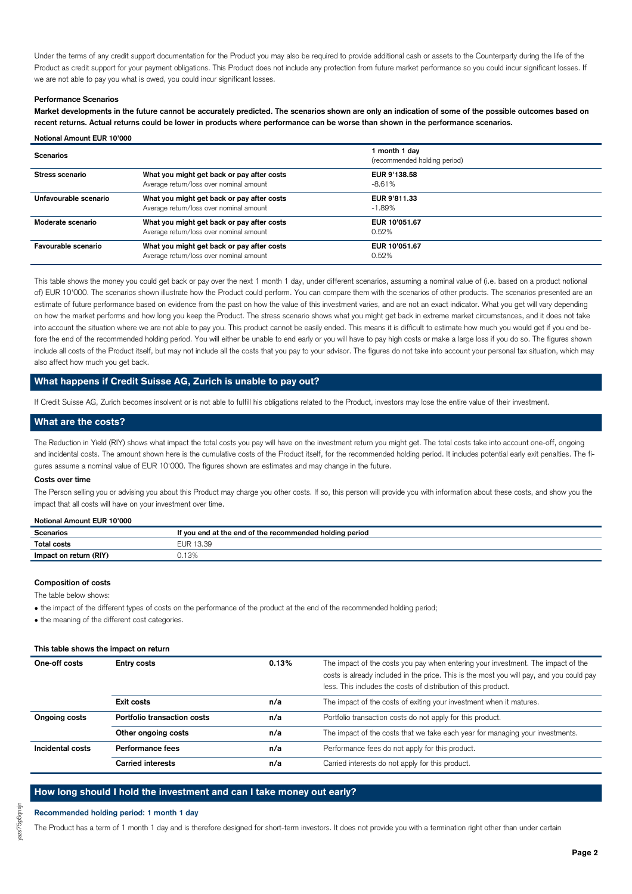Under the terms of any credit support documentation for the Product you may also be required to provide additional cash or assets to the Counterparty during the life of the Product as credit support for your payment obligations. This Product does not include any protection from future market performance so you could incur significant losses. If we are not able to pay you what is owed, you could incur significant losses.

#### Performance Scenarios

**Market developments in the future cannot be accurately predicted. The scenarios shown are only an indication of some of the possible outcomes based on recent returns. Actual returns could be lower in products where performance can be worse than shown in the performance scenarios.**

**Notional Amount EUR 10'000**

| Scenarios | | 1 month 1 day (recommended holding period) |
|---|---|---|
| **Stress scenario** | **What you might get back or pay after costs** | **EUR 9'138.58** |
| | Average return/loss over nominal amount | -8.61% |
| **Unfavourable scenario** | **What you might get back or pay after costs** | **EUR 9'811.33** |
| | Average return/loss over nominal amount | -1.89% |
| **Moderate scenario** | **What you might get back or pay after costs** | **EUR 10'051.67** |
| | Average return/loss over nominal amount | 0.52% |
| **Favourable scenario** | **What you might get back or pay after costs** | **EUR 10'051.67** |
| | Average return/loss over nominal amount | 0.52% |

This table shows the money you could get back or pay over the next 1 month 1 day, under different scenarios, assuming a nominal value of (i.e. based on a product notional of) EUR 10'000. The scenarios shown illustrate how the Product could perform. You can compare them with the scenarios of other products. The scenarios presented are an estimate of future performance based on evidence from the past on how the value of this investment varies, and are not an exact indicator. What you get will vary depending on how the market performs and how long you keep the Product. The stress scenario shows what you might get back in extreme market circumstances, and it does not take into account the situation where we are not able to pay you. This product cannot be easily ended. This means it is difficult to estimate how much you would get if you end before the end of the recommended holding period. You will either be unable to end early or you will have to pay high costs or make a large loss if you do so. The figures shown include all costs of the Product itself, but may not include all the costs that you pay to your advisor. The figures do not take into account your personal tax situation, which may also affect how much you get back.

## What happens if Credit Suisse AG, Zurich is unable to pay out?

If Credit Suisse AG, Zurich becomes insolvent or is not able to fulfill his obligations related to the Product, investors may lose the entire value of their investment.

## What are the costs?

The Reduction in Yield (RIY) shows what impact the total costs you pay will have on the investment return you might get. The total costs take into account one-off, ongoing and incidental costs. The amount shown here is the cumulative costs of the Product itself, for the recommended holding period. It includes potential early exit penalties. The figures assume a nominal value of EUR 10'000. The figures shown are estimates and may change in the future.

#### Costs over time

The Person selling you or advising you about this Product may charge you other costs. If so, this person will provide you with information about these costs, and show you the impact that all costs will have on your investment over time.

**Notional Amount EUR 10'000**

| Scenarios | If you end at the end of the recommended holding period |
|---|---|
| **Total costs** | EUR 13.39 |
| **Impact on return (RIY)** | 0.13% |

#### Composition of costs

The table below shows:

- the impact of the different types of costs on the performance of the product at the end of the recommended holding period;
- the meaning of the different cost categories.

**This table shows the impact on return**

| | | | |
|---|---|---|---|
| **One-off costs** | **Entry costs** | **0.13%** | The impact of the costs you pay when entering your investment. The impact of the costs is already included in the price. This is the most you will pay, and you could pay less. This includes the costs of distribution of this product. |
| | **Exit costs** | **n/a** | The impact of the costs of exiting your investment when it matures. |
| **Ongoing costs** | **Portfolio transaction costs** | **n/a** | Portfolio transaction costs do not apply for this product. |
| | **Other ongoing costs** | **n/a** | The impact of the costs that we take each year for managing your investments. |
| **Incidental costs** | **Performance fees** | **n/a** | Performance fees do not apply for this product. |
| | **Carried interests** | **n/a** | Carried interests do not apply for this product. |

## How long should I hold the investment and can I take money out early?

#### Recommended holding period: 1 month 1 day

The Product has a term of 1 month 1 day and is therefore designed for short-term investors. It does not provide you with a termination right other than under certain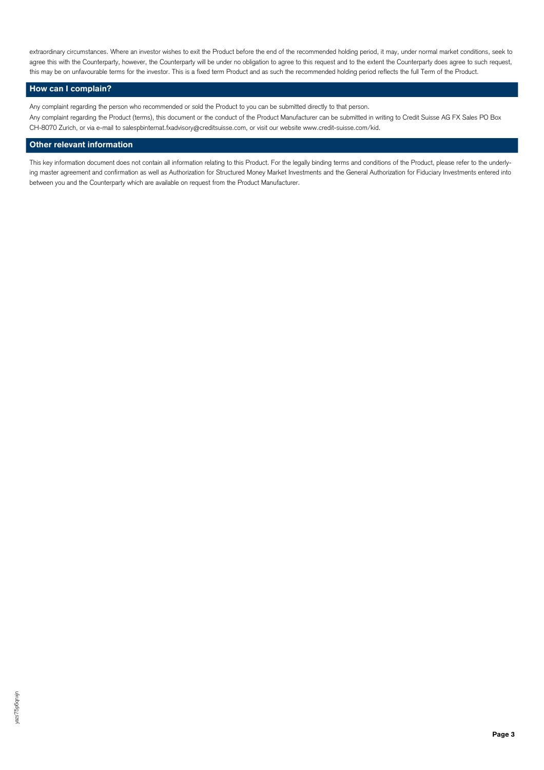extraordinary circumstances. Where an investor wishes to exit the Product before the end of the recommended holding period, it may, under normal market conditions, seek to agree this with the Counterparty, however, the Counterparty will be under no obligation to agree to this request and to the extent the Counterparty does agree to such request, this may be on unfavourable terms for the investor. This is a fixed term Product and as such the recommended holding period reflects the full Term of the Product.

## How can I complain?

Any complaint regarding the person who recommended or sold the Product to you can be submitted directly to that person.

Any complaint regarding the Product (terms), this document or the conduct of the Product Manufacturer can be submitted in writing to Credit Suisse AG FX Sales PO Box CH-8070 Zurich, or via e-mail to salespbinternat.fxadvisory@creditsuisse.com, or visit our website www.credit-suisse.com/kid.

## Other relevant information

This key information document does not contain all information relating to this Product. For the legally binding terms and conditions of the Product, please refer to the underlying master agreement and confirmation as well as Authorization for Structured Money Market Investments and the General Authorization for Fiduciary Investments entered into between you and the Counterparty which are available on request from the Product Manufacturer.